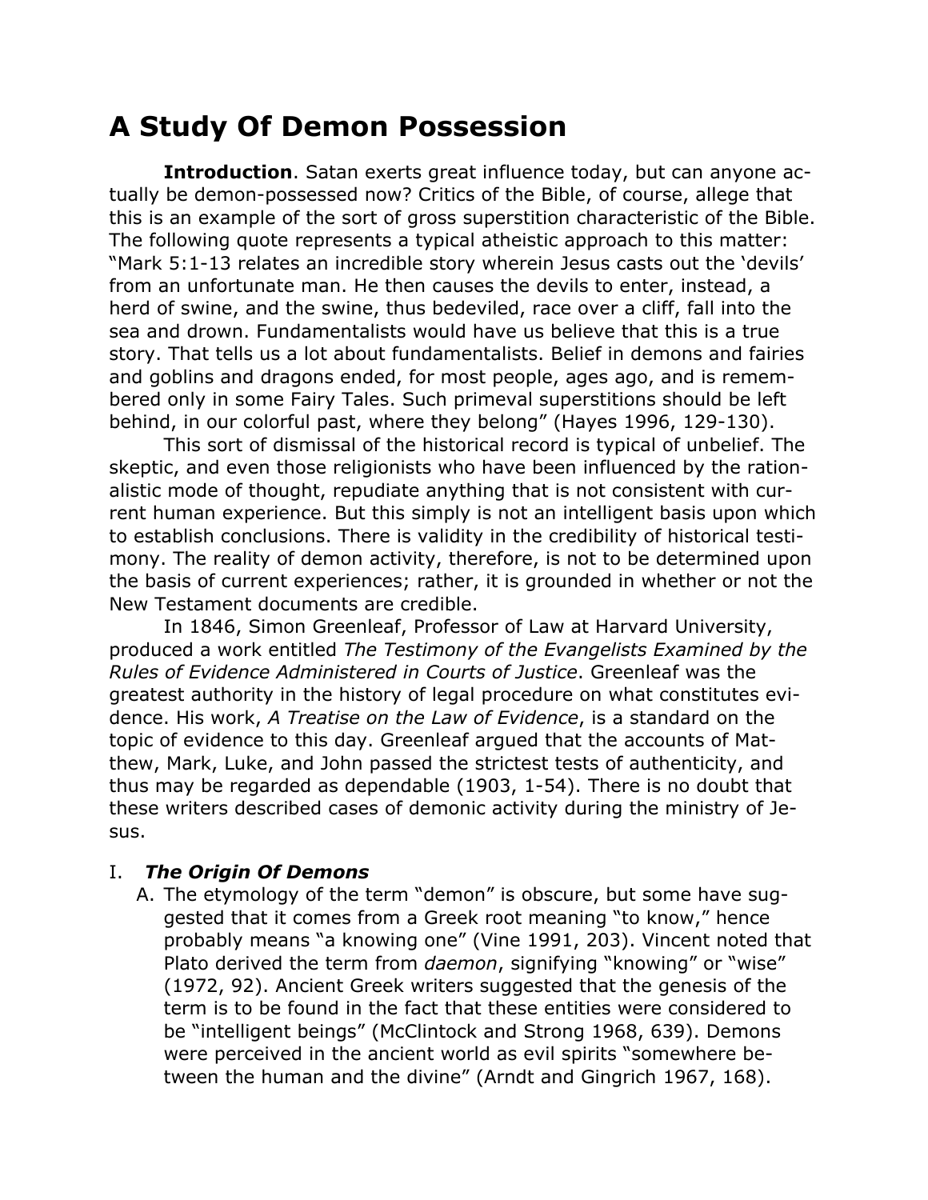# A Study Of Demon Possession

**Introduction**. Satan exerts great influence today, but can anyone actually be demon-possessed now? Critics of the Bible, of course, allege that this is an example of the sort of gross superstition characteristic of the Bible. The following quote represents a typical atheistic approach to this matter: "Mark 5:1-13 relates an incredible story wherein Jesus casts out the 'devils' from an unfortunate man. He then causes the devils to enter, instead, a herd of swine, and the swine, thus bedeviled, race over a cliff, fall into the sea and drown. Fundamentalists would have us believe that this is a true story. That tells us a lot about fundamentalists. Belief in demons and fairies and goblins and dragons ended, for most people, ages ago, and is remembered only in some Fairy Tales. Such primeval superstitions should be left behind, in our colorful past, where they belong" (Hayes 1996, 129-130).

This sort of dismissal of the historical record is typical of unbelief. The skeptic, and even those religionists who have been influenced by the rationalistic mode of thought, repudiate anything that is not consistent with current human experience. But this simply is not an intelligent basis upon which to establish conclusions. There is validity in the credibility of historical testimony. The reality of demon activity, therefore, is not to be determined upon the basis of current experiences; rather, it is grounded in whether or not the New Testament documents are credible.

In 1846, Simon Greenleaf, Professor of Law at Harvard University, produced a work entitled *The Testimony of the Evangelists Examined by the Rules of Evidence Administered in Courts of Justice*. Greenleaf was the greatest authority in the history of legal procedure on what constitutes evidence. His work, *A Treatise on the Law of Evidence*, is a standard on the topic of evidence to this day. Greenleaf argued that the accounts of Matthew, Mark, Luke, and John passed the strictest tests of authenticity, and thus may be regarded as dependable (1903, 1-54). There is no doubt that these writers described cases of demonic activity during the ministry of Jesus.

## I. *The Origin Of Demons*

A. The etymology of the term "demon" is obscure, but some have suggested that it comes from a Greek root meaning "to know," hence probably means "a knowing one" (Vine 1991, 203). Vincent noted that Plato derived the term from *daemon*, signifying "knowing" or "wise" (1972, 92). Ancient Greek writers suggested that the genesis of the term is to be found in the fact that these entities were considered to be "intelligent beings" (McClintock and Strong 1968, 639). Demons were perceived in the ancient world as evil spirits "somewhere between the human and the divine" (Arndt and Gingrich 1967, 168).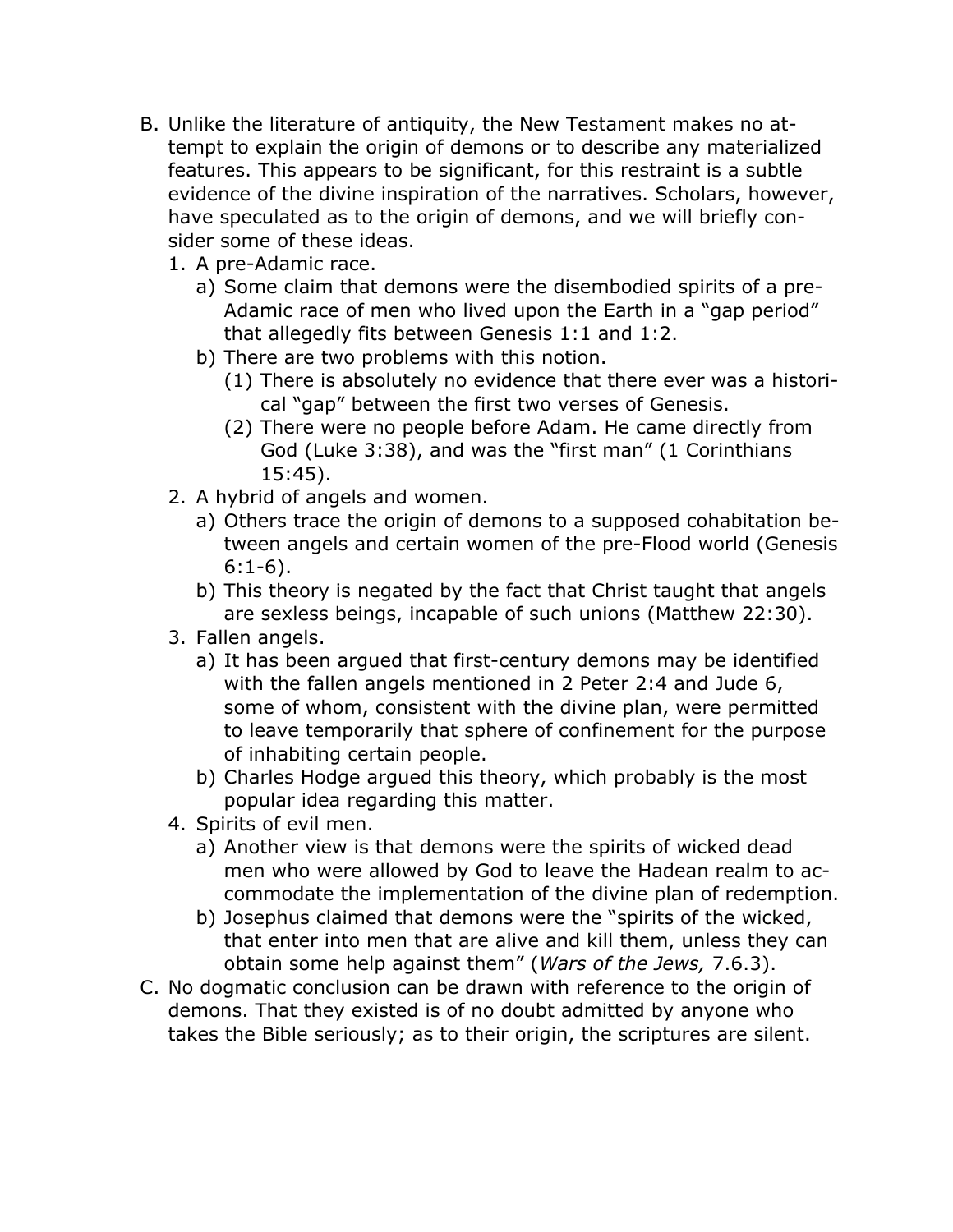B. Unlike the literature of antiquity, the New Testament makes no attempt to explain the origin of demons or to describe any materialized features. This appears to be significant, for this restraint is a subtle evidence of the divine inspiration of the narratives. Scholars, however, have speculated as to the origin of demons, and we will briefly consider some of these ideas.

   1. A pre-Adamic race.
      a) Some claim that demons were the disembodied spirits of a pre-Adamic race of men who lived upon the Earth in a "gap period" that allegedly fits between Genesis 1:1 and 1:2.
      b) There are two problems with this notion.
         (1) There is absolutely no evidence that there ever was a historical "gap" between the first two verses of Genesis.
         (2) There were no people before Adam. He came directly from God (Luke 3:38), and was the "first man" (1 Corinthians 15:45).
   2. A hybrid of angels and women.
      a) Others trace the origin of demons to a supposed cohabitation between angels and certain women of the pre-Flood world (Genesis 6:1-6).
      b) This theory is negated by the fact that Christ taught that angels are sexless beings, incapable of such unions (Matthew 22:30).
   3. Fallen angels.
      a) It has been argued that first-century demons may be identified with the fallen angels mentioned in 2 Peter 2:4 and Jude 6, some of whom, consistent with the divine plan, were permitted to leave temporarily that sphere of confinement for the purpose of inhabiting certain people.
      b) Charles Hodge argued this theory, which probably is the most popular idea regarding this matter.
   4. Spirits of evil men.
      a) Another view is that demons were the spirits of wicked dead men who were allowed by God to leave the Hadean realm to accommodate the implementation of the divine plan of redemption.
      b) Josephus claimed that demons were the "spirits of the wicked, that enter into men that are alive and kill them, unless they can obtain some help against them" (*Wars of the Jews,* 7.6.3).

C. No dogmatic conclusion can be drawn with reference to the origin of demons. That they existed is of no doubt admitted by anyone who takes the Bible seriously; as to their origin, the scriptures are silent.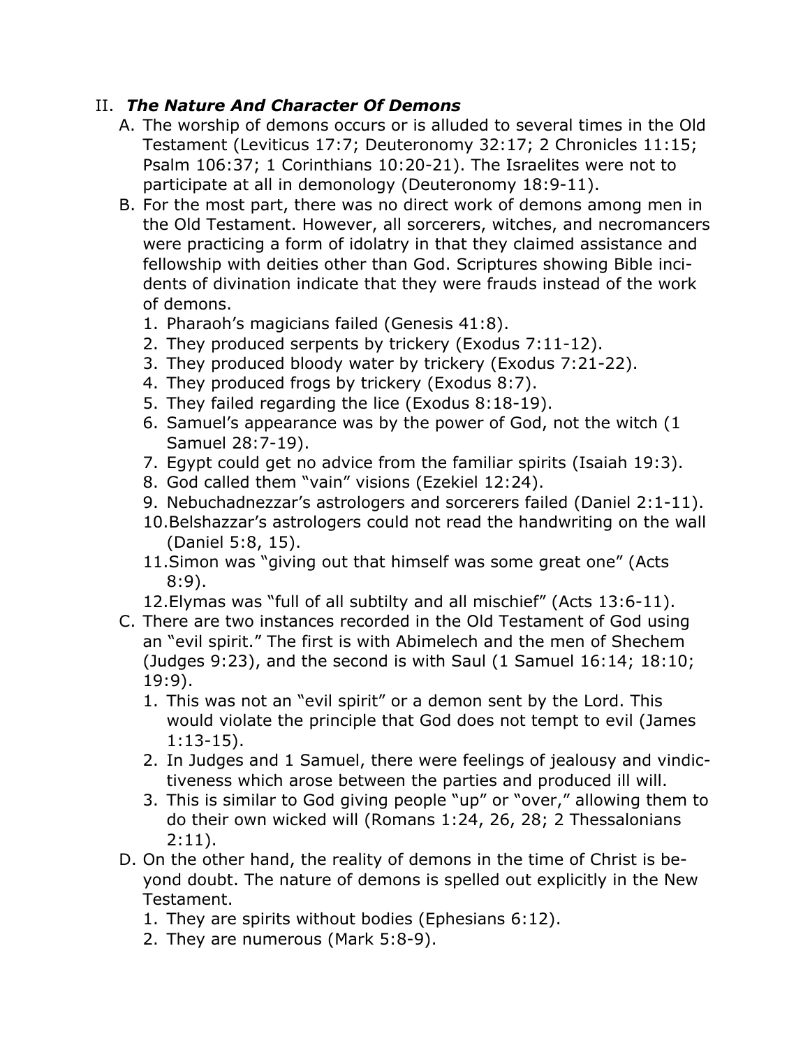## II. ***The Nature And Character Of Demons***

A. The worship of demons occurs or is alluded to several times in the Old Testament (Leviticus 17:7; Deuteronomy 32:17; 2 Chronicles 11:15; Psalm 106:37; 1 Corinthians 10:20-21). The Israelites were not to participate at all in demonology (Deuteronomy 18:9-11).

B. For the most part, there was no direct work of demons among men in the Old Testament. However, all sorcerers, witches, and necromancers were practicing a form of idolatry in that they claimed assistance and fellowship with deities other than God. Scriptures showing Bible incidents of divination indicate that they were frauds instead of the work of demons.

   1. Pharaoh's magicians failed (Genesis 41:8).
   2. They produced serpents by trickery (Exodus 7:11-12).
   3. They produced bloody water by trickery (Exodus 7:21-22).
   4. They produced frogs by trickery (Exodus 8:7).
   5. They failed regarding the lice (Exodus 8:18-19).
   6. Samuel's appearance was by the power of God, not the witch (1 Samuel 28:7-19).
   7. Egypt could get no advice from the familiar spirits (Isaiah 19:3).
   8. God called them "vain" visions (Ezekiel 12:24).
   9. Nebuchadnezzar's astrologers and sorcerers failed (Daniel 2:1-11).
   10. Belshazzar's astrologers could not read the handwriting on the wall (Daniel 5:8, 15).
   11. Simon was "giving out that himself was some great one" (Acts 8:9).
   12. Elymas was "full of all subtilty and all mischief" (Acts 13:6-11).

C. There are two instances recorded in the Old Testament of God using an "evil spirit." The first is with Abimelech and the men of Shechem (Judges 9:23), and the second is with Saul (1 Samuel 16:14; 18:10; 19:9).

   1. This was not an "evil spirit" or a demon sent by the Lord. This would violate the principle that God does not tempt to evil (James 1:13-15).
   2. In Judges and 1 Samuel, there were feelings of jealousy and vindictiveness which arose between the parties and produced ill will.
   3. This is similar to God giving people "up" or "over," allowing them to do their own wicked will (Romans 1:24, 26, 28; 2 Thessalonians 2:11).

D. On the other hand, the reality of demons in the time of Christ is beyond doubt. The nature of demons is spelled out explicitly in the New Testament.

   1. They are spirits without bodies (Ephesians 6:12).
   2. They are numerous (Mark 5:8-9).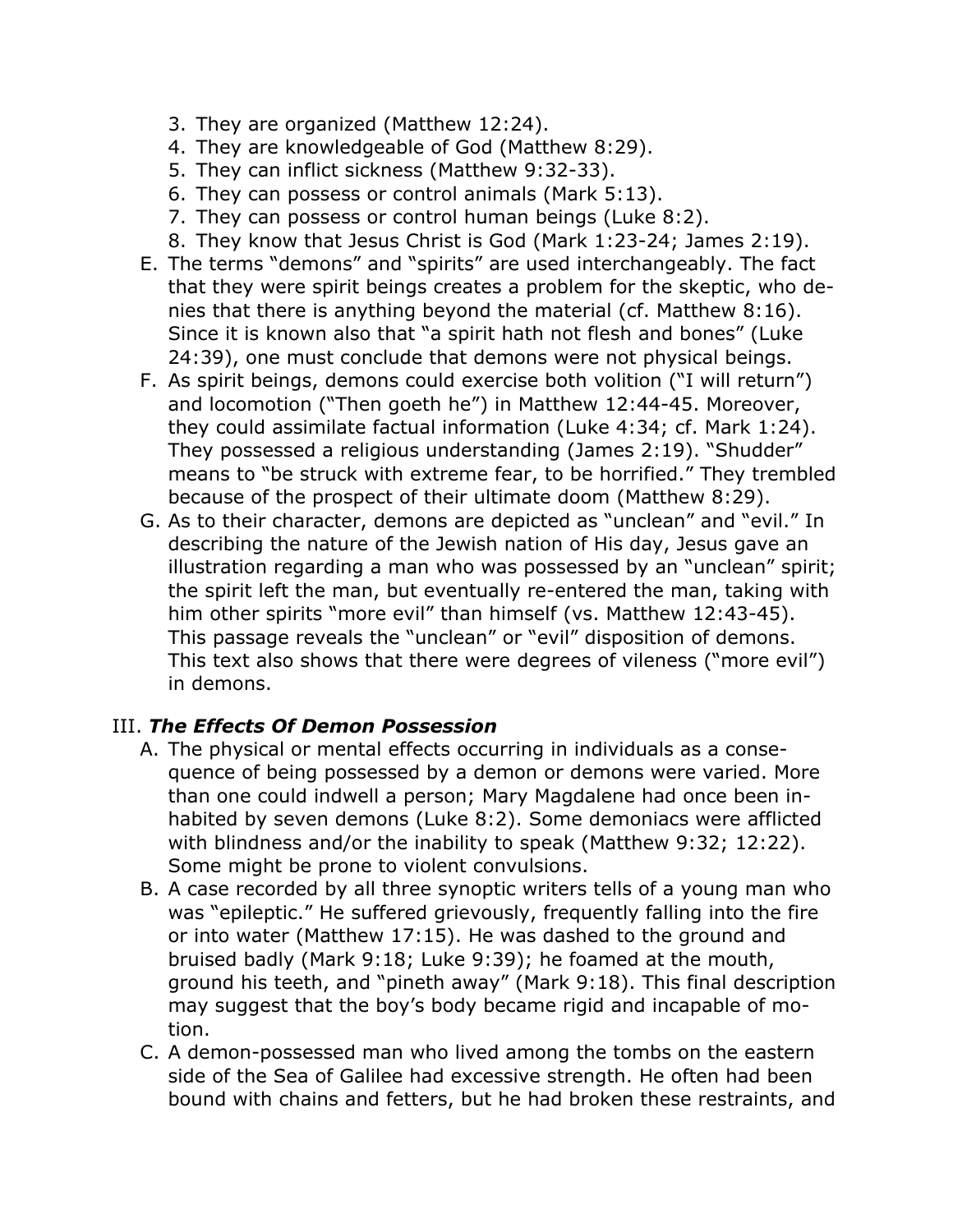3. They are organized (Matthew 12:24).
4. They are knowledgeable of God (Matthew 8:29).
5. They can inflict sickness (Matthew 9:32-33).
6. They can possess or control animals (Mark 5:13).
7. They can possess or control human beings (Luke 8:2).
8. They know that Jesus Christ is God (Mark 1:23-24; James 2:19).

E. The terms "demons" and "spirits" are used interchangeably. The fact that they were spirit beings creates a problem for the skeptic, who denies that there is anything beyond the material (cf. Matthew 8:16). Since it is known also that "a spirit hath not flesh and bones" (Luke 24:39), one must conclude that demons were not physical beings.

F. As spirit beings, demons could exercise both volition ("I will return") and locomotion ("Then goeth he") in Matthew 12:44-45. Moreover, they could assimilate factual information (Luke 4:34; cf. Mark 1:24). They possessed a religious understanding (James 2:19). "Shudder" means to "be struck with extreme fear, to be horrified." They trembled because of the prospect of their ultimate doom (Matthew 8:29).

G. As to their character, demons are depicted as "unclean" and "evil." In describing the nature of the Jewish nation of His day, Jesus gave an illustration regarding a man who was possessed by an "unclean" spirit; the spirit left the man, but eventually re-entered the man, taking with him other spirits "more evil" than himself (vs. Matthew 12:43-45). This passage reveals the "unclean" or "evil" disposition of demons. This text also shows that there were degrees of vileness ("more evil") in demons.

## III. ***The Effects Of Demon Possession***

A. The physical or mental effects occurring in individuals as a consequence of being possessed by a demon or demons were varied. More than one could indwell a person; Mary Magdalene had once been inhabited by seven demons (Luke 8:2). Some demoniacs were afflicted with blindness and/or the inability to speak (Matthew 9:32; 12:22). Some might be prone to violent convulsions.

B. A case recorded by all three synoptic writers tells of a young man who was "epileptic." He suffered grievously, frequently falling into the fire or into water (Matthew 17:15). He was dashed to the ground and bruised badly (Mark 9:18; Luke 9:39); he foamed at the mouth, ground his teeth, and "pineth away" (Mark 9:18). This final description may suggest that the boy's body became rigid and incapable of motion.

C. A demon-possessed man who lived among the tombs on the eastern side of the Sea of Galilee had excessive strength. He often had been bound with chains and fetters, but he had broken these restraints, and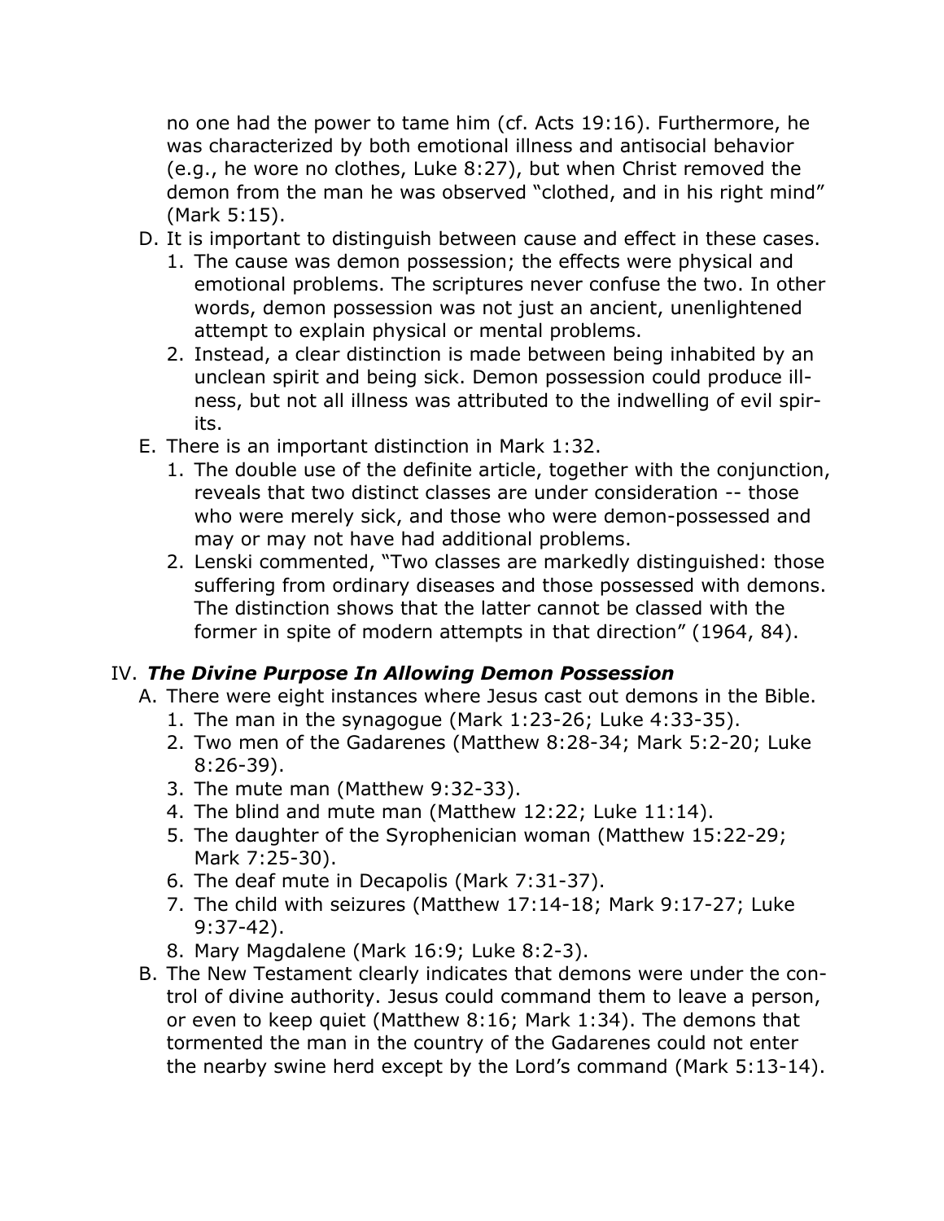no one had the power to tame him (cf. Acts 19:16). Furthermore, he was characterized by both emotional illness and antisocial behavior (e.g., he wore no clothes, Luke 8:27), but when Christ removed the demon from the man he was observed "clothed, and in his right mind" (Mark 5:15).

D. It is important to distinguish between cause and effect in these cases.
   1. The cause was demon possession; the effects were physical and emotional problems. The scriptures never confuse the two. In other words, demon possession was not just an ancient, unenlightened attempt to explain physical or mental problems.
   2. Instead, a clear distinction is made between being inhabited by an unclean spirit and being sick. Demon possession could produce illness, but not all illness was attributed to the indwelling of evil spirits.
E. There is an important distinction in Mark 1:32.
   1. The double use of the definite article, together with the conjunction, reveals that two distinct classes are under consideration -- those who were merely sick, and those who were demon-possessed and may or may not have had additional problems.
   2. Lenski commented, "Two classes are markedly distinguished: those suffering from ordinary diseases and those possessed with demons. The distinction shows that the latter cannot be classed with the former in spite of modern attempts in that direction" (1964, 84).

## IV. *The Divine Purpose In Allowing Demon Possession*

A. There were eight instances where Jesus cast out demons in the Bible.
   1. The man in the synagogue (Mark 1:23-26; Luke 4:33-35).
   2. Two men of the Gadarenes (Matthew 8:28-34; Mark 5:2-20; Luke 8:26-39).
   3. The mute man (Matthew 9:32-33).
   4. The blind and mute man (Matthew 12:22; Luke 11:14).
   5. The daughter of the Syrophenician woman (Matthew 15:22-29; Mark 7:25-30).
   6. The deaf mute in Decapolis (Mark 7:31-37).
   7. The child with seizures (Matthew 17:14-18; Mark 9:17-27; Luke 9:37-42).
   8. Mary Magdalene (Mark 16:9; Luke 8:2-3).
B. The New Testament clearly indicates that demons were under the control of divine authority. Jesus could command them to leave a person, or even to keep quiet (Matthew 8:16; Mark 1:34). The demons that tormented the man in the country of the Gadarenes could not enter the nearby swine herd except by the Lord's command (Mark 5:13-14).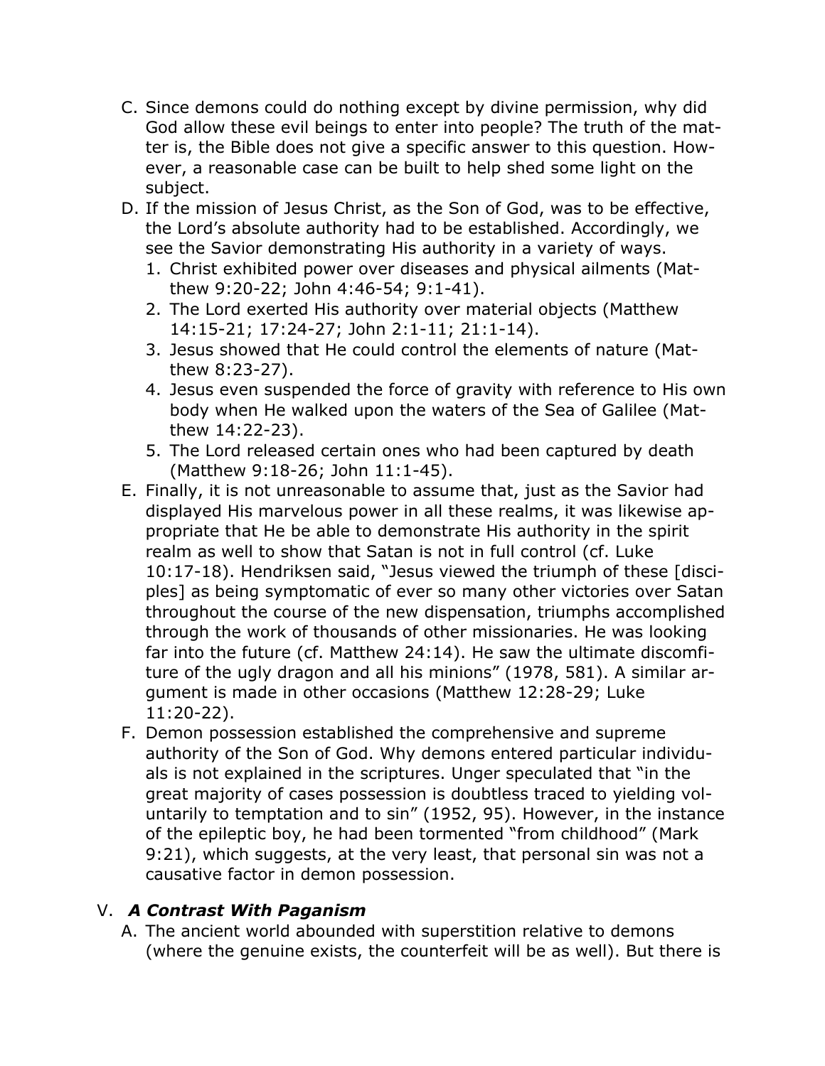C. Since demons could do nothing except by divine permission, why did God allow these evil beings to enter into people? The truth of the matter is, the Bible does not give a specific answer to this question. However, a reasonable case can be built to help shed some light on the subject.

D. If the mission of Jesus Christ, as the Son of God, was to be effective, the Lord's absolute authority had to be established. Accordingly, we see the Savior demonstrating His authority in a variety of ways.

   1. Christ exhibited power over diseases and physical ailments (Matthew 9:20-22; John 4:46-54; 9:1-41).
   2. The Lord exerted His authority over material objects (Matthew 14:15-21; 17:24-27; John 2:1-11; 21:1-14).
   3. Jesus showed that He could control the elements of nature (Matthew 8:23-27).
   4. Jesus even suspended the force of gravity with reference to His own body when He walked upon the waters of the Sea of Galilee (Matthew 14:22-23).
   5. The Lord released certain ones who had been captured by death (Matthew 9:18-26; John 11:1-45).

E. Finally, it is not unreasonable to assume that, just as the Savior had displayed His marvelous power in all these realms, it was likewise appropriate that He be able to demonstrate His authority in the spirit realm as well to show that Satan is not in full control (cf. Luke 10:17-18). Hendriksen said, "Jesus viewed the triumph of these [disciples] as being symptomatic of ever so many other victories over Satan throughout the course of the new dispensation, triumphs accomplished through the work of thousands of other missionaries. He was looking far into the future (cf. Matthew 24:14). He saw the ultimate discomfiture of the ugly dragon and all his minions" (1978, 581). A similar argument is made in other occasions (Matthew 12:28-29; Luke 11:20-22).

F. Demon possession established the comprehensive and supreme authority of the Son of God. Why demons entered particular individuals is not explained in the scriptures. Unger speculated that "in the great majority of cases possession is doubtless traced to yielding voluntarily to temptation and to sin" (1952, 95). However, in the instance of the epileptic boy, he had been tormented "from childhood" (Mark 9:21), which suggests, at the very least, that personal sin was not a causative factor in demon possession.

## V. *A Contrast With Paganism*

A. The ancient world abounded with superstition relative to demons (where the genuine exists, the counterfeit will be as well). But there is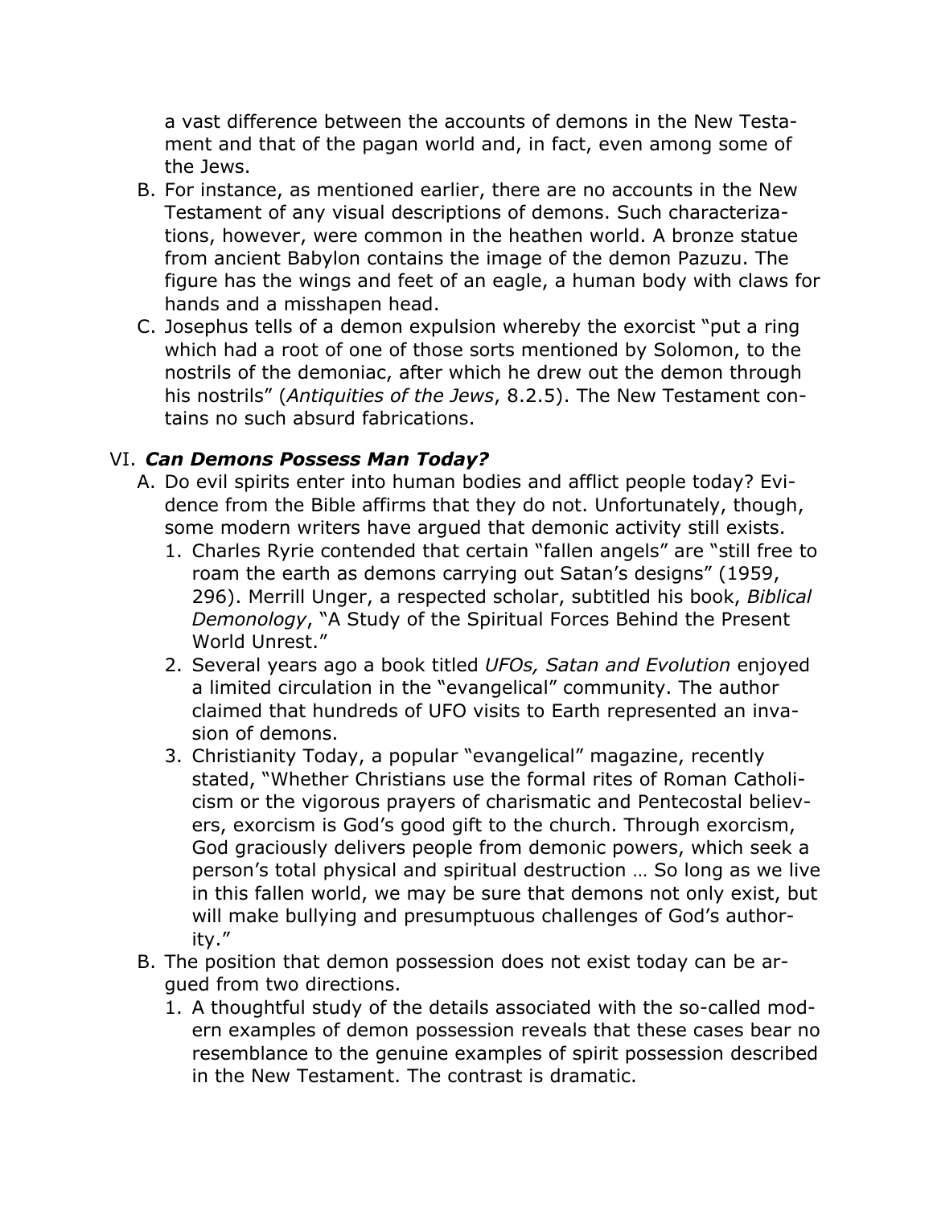a vast difference between the accounts of demons in the New Testament and that of the pagan world and, in fact, even among some of the Jews.

B. For instance, as mentioned earlier, there are no accounts in the New Testament of any visual descriptions of demons. Such characterizations, however, were common in the heathen world. A bronze statue from ancient Babylon contains the image of the demon Pazuzu. The figure has the wings and feet of an eagle, a human body with claws for hands and a misshapen head.

C. Josephus tells of a demon expulsion whereby the exorcist "put a ring which had a root of one of those sorts mentioned by Solomon, to the nostrils of the demoniac, after which he drew out the demon through his nostrils" (*Antiquities of the Jews*, 8.2.5). The New Testament contains no such absurd fabrications.

## VI. ***Can Demons Possess Man Today?***

A. Do evil spirits enter into human bodies and afflict people today? Evidence from the Bible affirms that they do not. Unfortunately, though, some modern writers have argued that demonic activity still exists.

   1. Charles Ryrie contended that certain "fallen angels" are "still free to roam the earth as demons carrying out Satan's designs" (1959, 296). Merrill Unger, a respected scholar, subtitled his book, *Biblical Demonology*, "A Study of the Spiritual Forces Behind the Present World Unrest."

   2. Several years ago a book titled *UFOs, Satan and Evolution* enjoyed a limited circulation in the "evangelical" community. The author claimed that hundreds of UFO visits to Earth represented an invasion of demons.

   3. Christianity Today, a popular "evangelical" magazine, recently stated, "Whether Christians use the formal rites of Roman Catholicism or the vigorous prayers of charismatic and Pentecostal believers, exorcism is God's good gift to the church. Through exorcism, God graciously delivers people from demonic powers, which seek a person's total physical and spiritual destruction … So long as we live in this fallen world, we may be sure that demons not only exist, but will make bullying and presumptuous challenges of God's authority."

B. The position that demon possession does not exist today can be argued from two directions.

   1. A thoughtful study of the details associated with the so-called modern examples of demon possession reveals that these cases bear no resemblance to the genuine examples of spirit possession described in the New Testament. The contrast is dramatic.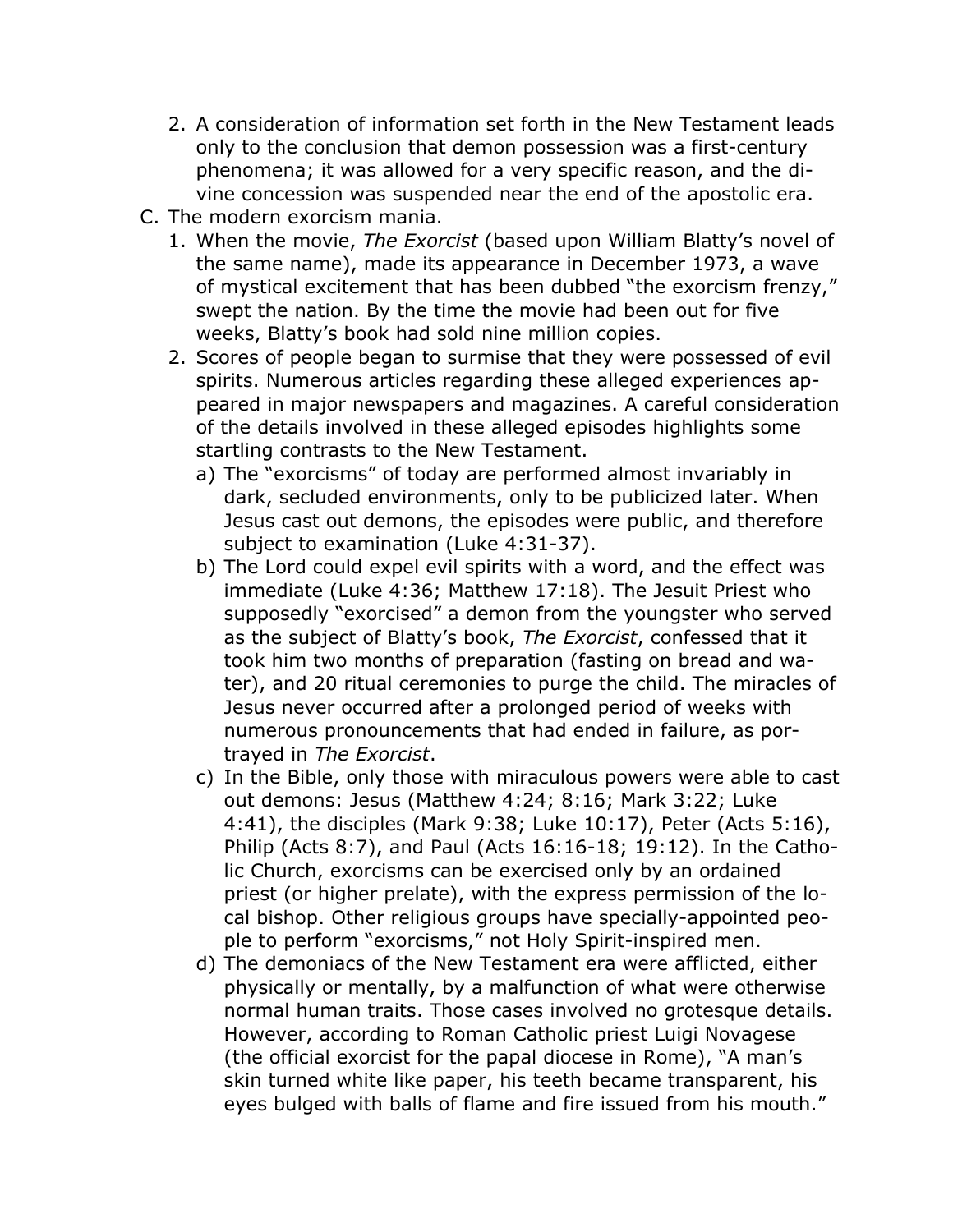2. A consideration of information set forth in the New Testament leads only to the conclusion that demon possession was a first-century phenomena; it was allowed for a very specific reason, and the divine concession was suspended near the end of the apostolic era.

C. The modern exorcism mania.

   1. When the movie, *The Exorcist* (based upon William Blatty's novel of the same name), made its appearance in December 1973, a wave of mystical excitement that has been dubbed "the exorcism frenzy," swept the nation. By the time the movie had been out for five weeks, Blatty's book had sold nine million copies.
   2. Scores of people began to surmise that they were possessed of evil spirits. Numerous articles regarding these alleged experiences appeared in major newspapers and magazines. A careful consideration of the details involved in these alleged episodes highlights some startling contrasts to the New Testament.
      a) The "exorcisms" of today are performed almost invariably in dark, secluded environments, only to be publicized later. When Jesus cast out demons, the episodes were public, and therefore subject to examination (Luke 4:31-37).
      b) The Lord could expel evil spirits with a word, and the effect was immediate (Luke 4:36; Matthew 17:18). The Jesuit Priest who supposedly "exorcised" a demon from the youngster who served as the subject of Blatty's book, *The Exorcist*, confessed that it took him two months of preparation (fasting on bread and water), and 20 ritual ceremonies to purge the child. The miracles of Jesus never occurred after a prolonged period of weeks with numerous pronouncements that had ended in failure, as portrayed in *The Exorcist*.
      c) In the Bible, only those with miraculous powers were able to cast out demons: Jesus (Matthew 4:24; 8:16; Mark 3:22; Luke 4:41), the disciples (Mark 9:38; Luke 10:17), Peter (Acts 5:16), Philip (Acts 8:7), and Paul (Acts 16:16-18; 19:12). In the Catholic Church, exorcisms can be exercised only by an ordained priest (or higher prelate), with the express permission of the local bishop. Other religious groups have specially-appointed people to perform "exorcisms," not Holy Spirit-inspired men.
      d) The demoniacs of the New Testament era were afflicted, either physically or mentally, by a malfunction of what were otherwise normal human traits. Those cases involved no grotesque details. However, according to Roman Catholic priest Luigi Novagese (the official exorcist for the papal diocese in Rome), "A man's skin turned white like paper, his teeth became transparent, his eyes bulged with balls of flame and fire issued from his mouth."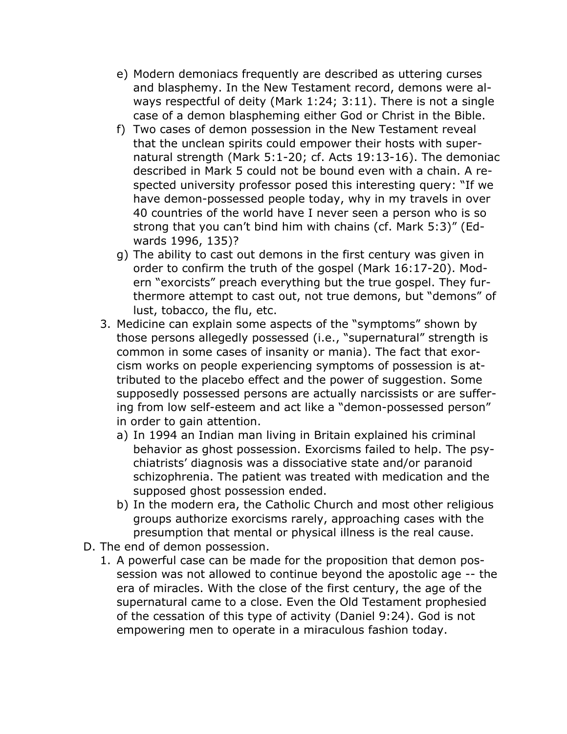e) Modern demoniacs frequently are described as uttering curses and blasphemy. In the New Testament record, demons were always respectful of deity (Mark 1:24; 3:11). There is not a single case of a demon blaspheming either God or Christ in the Bible.
   f) Two cases of demon possession in the New Testament reveal that the unclean spirits could empower their hosts with supernatural strength (Mark 5:1-20; cf. Acts 19:13-16). The demoniac described in Mark 5 could not be bound even with a chain. A respected university professor posed this interesting query: "If we have demon-possessed people today, why in my travels in over 40 countries of the world have I never seen a person who is so strong that you can't bind him with chains (cf. Mark 5:3)" (Edwards 1996, 135)?
   g) The ability to cast out demons in the first century was given in order to confirm the truth of the gospel (Mark 16:17-20). Modern "exorcists" preach everything but the true gospel. They furthermore attempt to cast out, not true demons, but "demons" of lust, tobacco, the flu, etc.
3. Medicine can explain some aspects of the "symptoms" shown by those persons allegedly possessed (i.e., "supernatural" strength is common in some cases of insanity or mania). The fact that exorcism works on people experiencing symptoms of possession is attributed to the placebo effect and the power of suggestion. Some supposedly possessed persons are actually narcissists or are suffering from low self-esteem and act like a "demon-possessed person" in order to gain attention.
   a) In 1994 an Indian man living in Britain explained his criminal behavior as ghost possession. Exorcisms failed to help. The psychiatrists' diagnosis was a dissociative state and/or paranoid schizophrenia. The patient was treated with medication and the supposed ghost possession ended.
   b) In the modern era, the Catholic Church and most other religious groups authorize exorcisms rarely, approaching cases with the presumption that mental or physical illness is the real cause.

D. The end of demon possession.
   1. A powerful case can be made for the proposition that demon possession was not allowed to continue beyond the apostolic age -- the era of miracles. With the close of the first century, the age of the supernatural came to a close. Even the Old Testament prophesied of the cessation of this type of activity (Daniel 9:24). God is not empowering men to operate in a miraculous fashion today.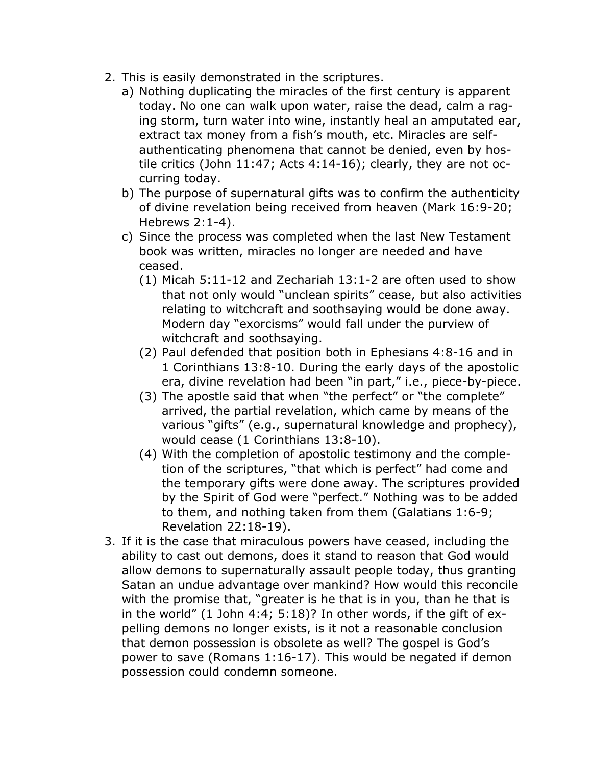2. This is easily demonstrated in the scriptures.
   a) Nothing duplicating the miracles of the first century is apparent today. No one can walk upon water, raise the dead, calm a raging storm, turn water into wine, instantly heal an amputated ear, extract tax money from a fish's mouth, etc. Miracles are self-authenticating phenomena that cannot be denied, even by hostile critics (John 11:47; Acts 4:14-16); clearly, they are not occurring today.
   b) The purpose of supernatural gifts was to confirm the authenticity of divine revelation being received from heaven (Mark 16:9-20; Hebrews 2:1-4).
   c) Since the process was completed when the last New Testament book was written, miracles no longer are needed and have ceased.
      (1) Micah 5:11-12 and Zechariah 13:1-2 are often used to show that not only would "unclean spirits" cease, but also activities relating to witchcraft and soothsaying would be done away. Modern day "exorcisms" would fall under the purview of witchcraft and soothsaying.
      (2) Paul defended that position both in Ephesians 4:8-16 and in 1 Corinthians 13:8-10. During the early days of the apostolic era, divine revelation had been "in part," i.e., piece-by-piece.
      (3) The apostle said that when "the perfect" or "the complete" arrived, the partial revelation, which came by means of the various "gifts" (e.g., supernatural knowledge and prophecy), would cease (1 Corinthians 13:8-10).
      (4) With the completion of apostolic testimony and the completion of the scriptures, "that which is perfect" had come and the temporary gifts were done away. The scriptures provided by the Spirit of God were "perfect." Nothing was to be added to them, and nothing taken from them (Galatians 1:6-9; Revelation 22:18-19).
3. If it is the case that miraculous powers have ceased, including the ability to cast out demons, does it stand to reason that God would allow demons to supernaturally assault people today, thus granting Satan an undue advantage over mankind? How would this reconcile with the promise that, "greater is he that is in you, than he that is in the world" (1 John 4:4; 5:18)? In other words, if the gift of expelling demons no longer exists, is it not a reasonable conclusion that demon possession is obsolete as well? The gospel is God's power to save (Romans 1:16-17). This would be negated if demon possession could condemn someone.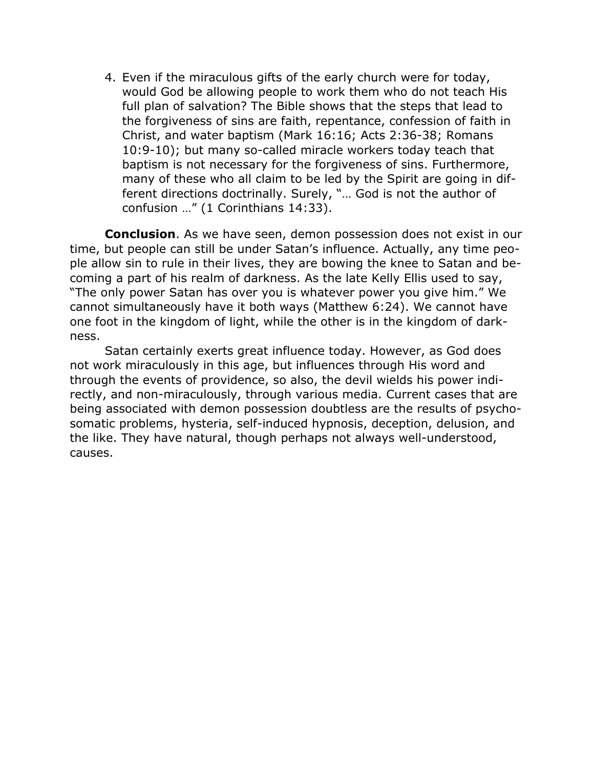4. Even if the miraculous gifts of the early church were for today, would God be allowing people to work them who do not teach His full plan of salvation? The Bible shows that the steps that lead to the forgiveness of sins are faith, repentance, confession of faith in Christ, and water baptism (Mark 16:16; Acts 2:36-38; Romans 10:9-10); but many so-called miracle workers today teach that baptism is not necessary for the forgiveness of sins. Furthermore, many of these who all claim to be led by the Spirit are going in different directions doctrinally. Surely, "… God is not the author of confusion …" (1 Corinthians 14:33).

**Conclusion**. As we have seen, demon possession does not exist in our time, but people can still be under Satan's influence. Actually, any time people allow sin to rule in their lives, they are bowing the knee to Satan and becoming a part of his realm of darkness. As the late Kelly Ellis used to say, "The only power Satan has over you is whatever power you give him." We cannot simultaneously have it both ways (Matthew 6:24). We cannot have one foot in the kingdom of light, while the other is in the kingdom of darkness.

Satan certainly exerts great influence today. However, as God does not work miraculously in this age, but influences through His word and through the events of providence, so also, the devil wields his power indirectly, and non-miraculously, through various media. Current cases that are being associated with demon possession doubtless are the results of psychosomatic problems, hysteria, self-induced hypnosis, deception, delusion, and the like. They have natural, though perhaps not always well-understood, causes.